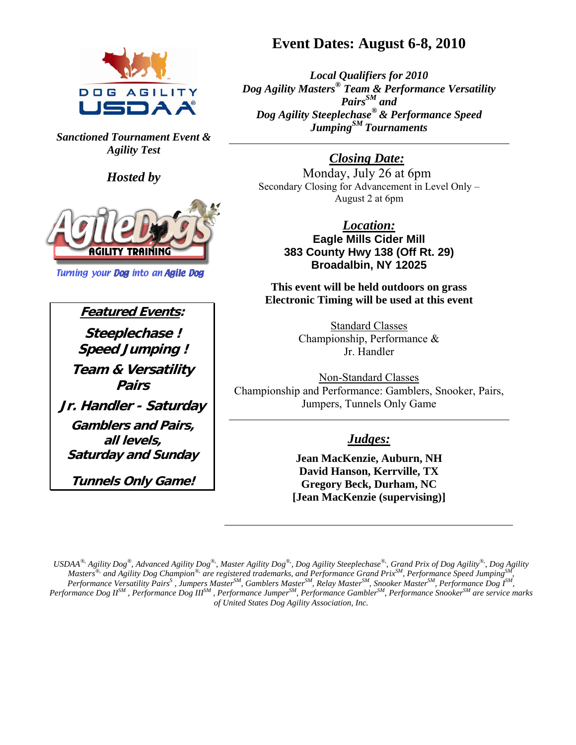# Event Dates: August 6-8, 2010

**DOG AGILITY USDAA®**

***Sanctioned Tournament Event & Agility Test***

***Hosted by***

**AgileDogs AGILITY TRAINING**

*Turning your Dog into an Agile Dog*

***Local Qualifiers for 2010 Dog Agility Masters® Team & Performance Versatility Pairs℠ and Dog Agility Steeplechase® & Performance Speed Jumping℠ Tournaments***

---

***Featured Events:***

***Steeplechase !***
***Speed Jumping !***
***Team & Versatility Pairs***
***Jr. Handler - Saturday***
***Gamblers and Pairs, all levels, Saturday and Sunday***
***Tunnels Only Game!***

---

## Closing Date:

Monday, July 26 at 6pm

Secondary Closing for Advancement in Level Only – August 2 at 6pm

## Location:

**Eagle Mills Cider Mill**
**383 County Hwy 138 (Off Rt. 29)**
**Broadalbin, NY 12025**

**This event will be held outdoors on grass**
**Electronic Timing will be used at this event**

Standard Classes
Championship, Performance & Jr. Handler

Non-Standard Classes
Championship and Performance: Gamblers, Snooker, Pairs, Jumpers, Tunnels Only Game

---

## Judges:

**Jean MacKenzie, Auburn, NH**
**David Hanson, Kerrville, TX**
**Gregory Beck, Durham, NC**
**[Jean MacKenzie (supervising)]**

---

*USDAA®, Agility Dog®, Advanced Agility Dog®, Master Agility Dog®, Dog Agility Steeplechase®, Grand Prix of Dog Agility®, Dog Agility Masters®, and Agility Dog Champion® are registered trademarks, and Performance Grand Prix℠, Performance Speed Jumping℠, Performance Versatility Pairs℠, Jumpers Master℠, Gamblers Master℠, Relay Master℠, Snooker Master℠, Performance Dog I℠, Performance Dog II℠, Performance Dog III℠, Performance Jumper℠, Performance Gambler℠, Performance Snooker℠ are service marks of United States Dog Agility Association, Inc.*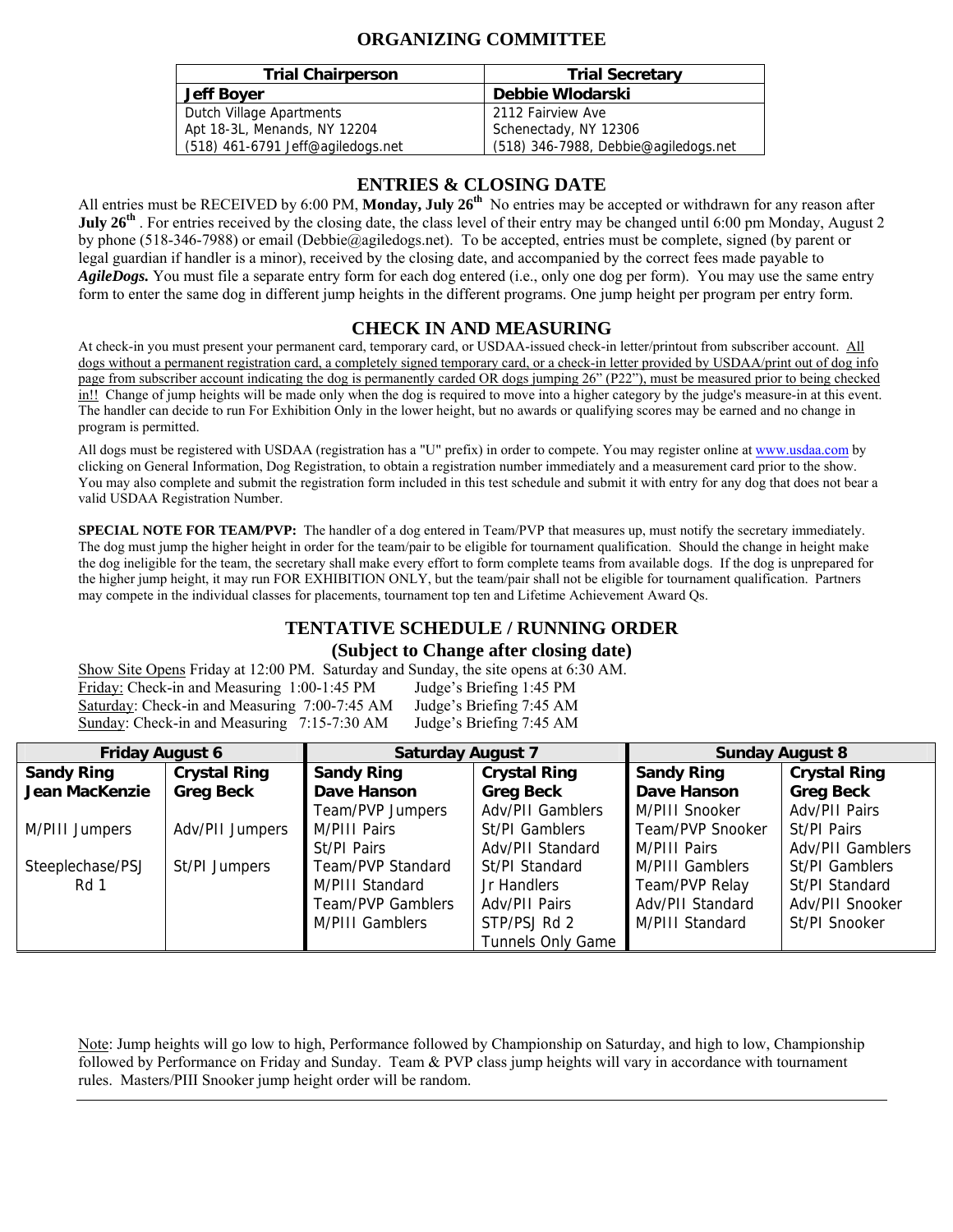## ORGANIZING COMMITTEE

| Trial Chairperson | Trial Secretary |
|---|---|
| **Jeff Boyer** | **Debbie Wlodarski** |
| Dutch Village Apartments<br>Apt 18-3L, Menands, NY 12204<br>(518) 461-6791 Jeff@agiledogs.net | 2112 Fairview Ave<br>Schenectady, NY 12306<br>(518) 346-7988, Debbie@agiledogs.net |

## ENTRIES & CLOSING DATE

All entries must be RECEIVED by 6:00 PM, **Monday, July 26th** No entries may be accepted or withdrawn for any reason after **July 26th** . For entries received by the closing date, the class level of their entry may be changed until 6:00 pm Monday, August 2 by phone (518-346-7988) or email (Debbie@agiledogs.net). To be accepted, entries must be complete, signed (by parent or legal guardian if handler is a minor), received by the closing date, and accompanied by the correct fees made payable to ***AgileDogs.*** You must file a separate entry form for each dog entered (i.e., only one dog per form). You may use the same entry form to enter the same dog in different jump heights in the different programs. One jump height per program per entry form.

## CHECK IN AND MEASURING

At check-in you must present your permanent card, temporary card, or USDAA-issued check-in letter/printout from subscriber account. All dogs without a permanent registration card, a completely signed temporary card, or a check-in letter provided by USDAA/print out of dog info page from subscriber account indicating the dog is permanently carded OR dogs jumping 26" (P22"), must be measured prior to being checked in!! Change of jump heights will be made only when the dog is required to move into a higher category by the judge's measure-in at this event. The handler can decide to run For Exhibition Only in the lower height, but no awards or qualifying scores may be earned and no change in program is permitted.

All dogs must be registered with USDAA (registration has a "U" prefix) in order to compete. You may register online at www.usdaa.com by clicking on General Information, Dog Registration, to obtain a registration number immediately and a measurement card prior to the show. You may also complete and submit the registration form included in this test schedule and submit it with entry for any dog that does not bear a valid USDAA Registration Number.

**SPECIAL NOTE FOR TEAM/PVP:** The handler of a dog entered in Team/PVP that measures up, must notify the secretary immediately. The dog must jump the higher height in order for the team/pair to be eligible for tournament qualification. Should the change in height make the dog ineligible for the team, the secretary shall make every effort to form complete teams from available dogs. If the dog is unprepared for the higher jump height, it may run FOR EXHIBITION ONLY, but the team/pair shall not be eligible for tournament qualification. Partners may compete in the individual classes for placements, tournament top ten and Lifetime Achievement Award Qs.

## TENTATIVE SCHEDULE / RUNNING ORDER

### (Subject to Change after closing date)

Show Site Opens Friday at 12:00 PM. Saturday and Sunday, the site opens at 6:30 AM.
Friday: Check-in and Measuring 1:00-1:45 PM    Judge's Briefing 1:45 PM
Saturday: Check-in and Measuring 7:00-7:45 AM    Judge's Briefing 7:45 AM
Sunday: Check-in and Measuring 7:15-7:30 AM    Judge's Briefing 7:45 AM

| Friday August 6 | | Saturday August 7 | | Sunday August 8 | |
|---|---|---|---|---|---|
| **Sandy Ring** | **Crystal Ring** | **Sandy Ring** | **Crystal Ring** | **Sandy Ring** | **Crystal Ring** |
| **Jean MacKenzie** | **Greg Beck** | **Dave Hanson** | **Greg Beck** | **Dave Hanson** | **Greg Beck** |
| | | Team/PVP Jumpers | Adv/PII Gamblers | M/PIII Snooker | Adv/PII Pairs |
| M/PIII Jumpers | Adv/PII Jumpers | M/PIII Pairs | St/PI Gamblers | Team/PVP Snooker | St/PI Pairs |
| | | St/PI Pairs | Adv/PII Standard | M/PIII Pairs | Adv/PII Gamblers |
| Steeplechase/PSJ Rd 1 | St/PI Jumpers | Team/PVP Standard | St/PI Standard | M/PIII Gamblers | St/PI Gamblers |
| | | M/PIII Standard | Jr Handlers | Team/PVP Relay | St/PI Standard |
| | | Team/PVP Gamblers | Adv/PII Pairs | Adv/PII Standard | Adv/PII Snooker |
| | | M/PIII Gamblers | STP/PSJ Rd 2 | M/PIII Standard | St/PI Snooker |
| | | | Tunnels Only Game | | |

Note: Jump heights will go low to high, Performance followed by Championship on Saturday, and high to low, Championship followed by Performance on Friday and Sunday. Team & PVP class jump heights will vary in accordance with tournament rules. Masters/PIII Snooker jump height order will be random.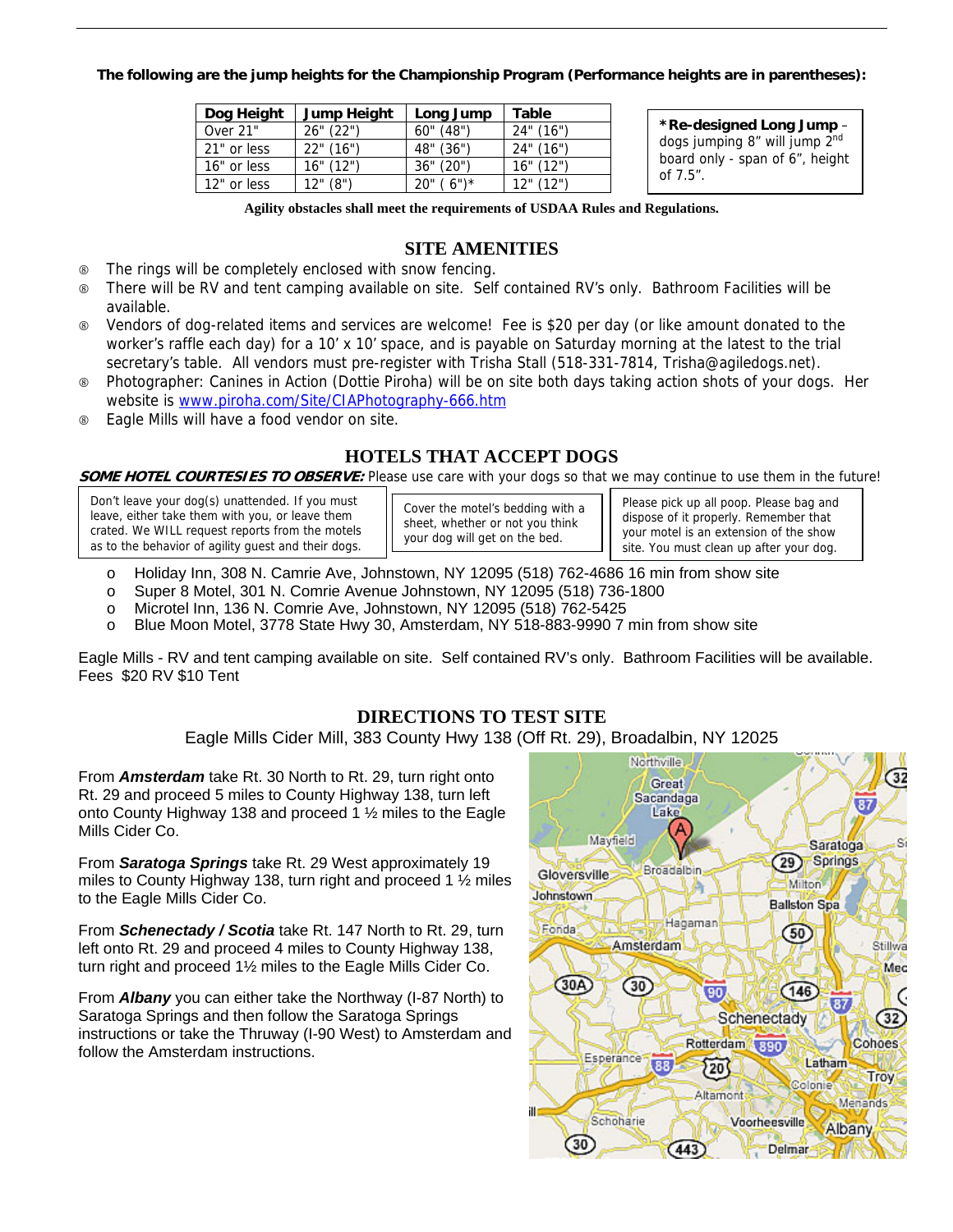**The following are the jump heights for the Championship Program (Performance heights are in parentheses):**

| Dog Height | Jump Height | Long Jump | Table |
|---|---|---|---|
| Over 21" | 26" (22") | 60" (48") | 24" (16") |
| 21" or less | 22" (16") | 48" (36") | 24" (16") |
| 16" or less | 16" (12") | 36" (20") | 16" (12") |
| 12" or less | 12" (8") | 20" ( 6")* | 12" (12") |

**\*Re-designed Long Jump** – dogs jumping 8" will jump 2nd board only - span of 6", height of 7.5".

**Agility obstacles shall meet the requirements of USDAA Rules and Regulations.**

## SITE AMENITIES

- The rings will be completely enclosed with snow fencing.
- There will be RV and tent camping available on site. Self contained RV's only. Bathroom Facilities will be available.
- Vendors of dog-related items and services are welcome! Fee is $20 per day (or like amount donated to the worker's raffle each day) for a 10' x 10' space, and is payable on Saturday morning at the latest to the trial secretary's table. All vendors must pre-register with Trisha Stall (518-331-7814, Trisha@agiledogs.net).
- Photographer: Canines in Action (Dottie Piroha) will be on site both days taking action shots of your dogs. Her website is www.piroha.com/Site/CIAPhotography-666.htm
- Eagle Mills will have a food vendor on site.

## HOTELS THAT ACCEPT DOGS

***SOME HOTEL COURTESIES TO OBSERVE:*** Please use care with your dogs so that we may continue to use them in the future!

Don't leave your dog(s) unattended. If you must leave, either take them with you, or leave them crated. We WILL request reports from the motels as to the behavior of agility guest and their dogs.

Cover the motel's bedding with a sheet, whether or not you think your dog will get on the bed.

Please pick up all poop. Please bag and dispose of it properly. Remember that your motel is an extension of the show site. You must clean up after your dog.

- Holiday Inn, 308 N. Camrie Ave, Johnstown, NY 12095 (518) 762-4686 16 min from show site
- Super 8 Motel, 301 N. Comrie Avenue Johnstown, NY 12095 (518) 736-1800
- Microtel Inn, 136 N. Comrie Ave, Johnstown, NY 12095 (518) 762-5425
- Blue Moon Motel, 3778 State Hwy 30, Amsterdam, NY 518-883-9990 7 min from show site

Eagle Mills - RV and tent camping available on site. Self contained RV's only. Bathroom Facilities will be available. Fees $20 RV $10 Tent

## DIRECTIONS TO TEST SITE

Eagle Mills Cider Mill, 383 County Hwy 138 (Off Rt. 29), Broadalbin, NY 12025

From ***Amsterdam*** take Rt. 30 North to Rt. 29, turn right onto Rt. 29 and proceed 5 miles to County Highway 138, turn left onto County Highway 138 and proceed 1 ½ miles to the Eagle Mills Cider Co.

From ***Saratoga Springs*** take Rt. 29 West approximately 19 miles to County Highway 138, turn right and proceed 1 ½ miles to the Eagle Mills Cider Co.

From ***Schenectady / Scotia*** take Rt. 147 North to Rt. 29, turn left onto Rt. 29 and proceed 4 miles to County Highway 138, turn right and proceed 1½ miles to the Eagle Mills Cider Co.

From ***Albany*** you can either take the Northway (I-87 North) to Saratoga Springs and then follow the Saratoga Springs instructions or take the Thruway (I-90 West) to Amsterdam and follow the Amsterdam instructions.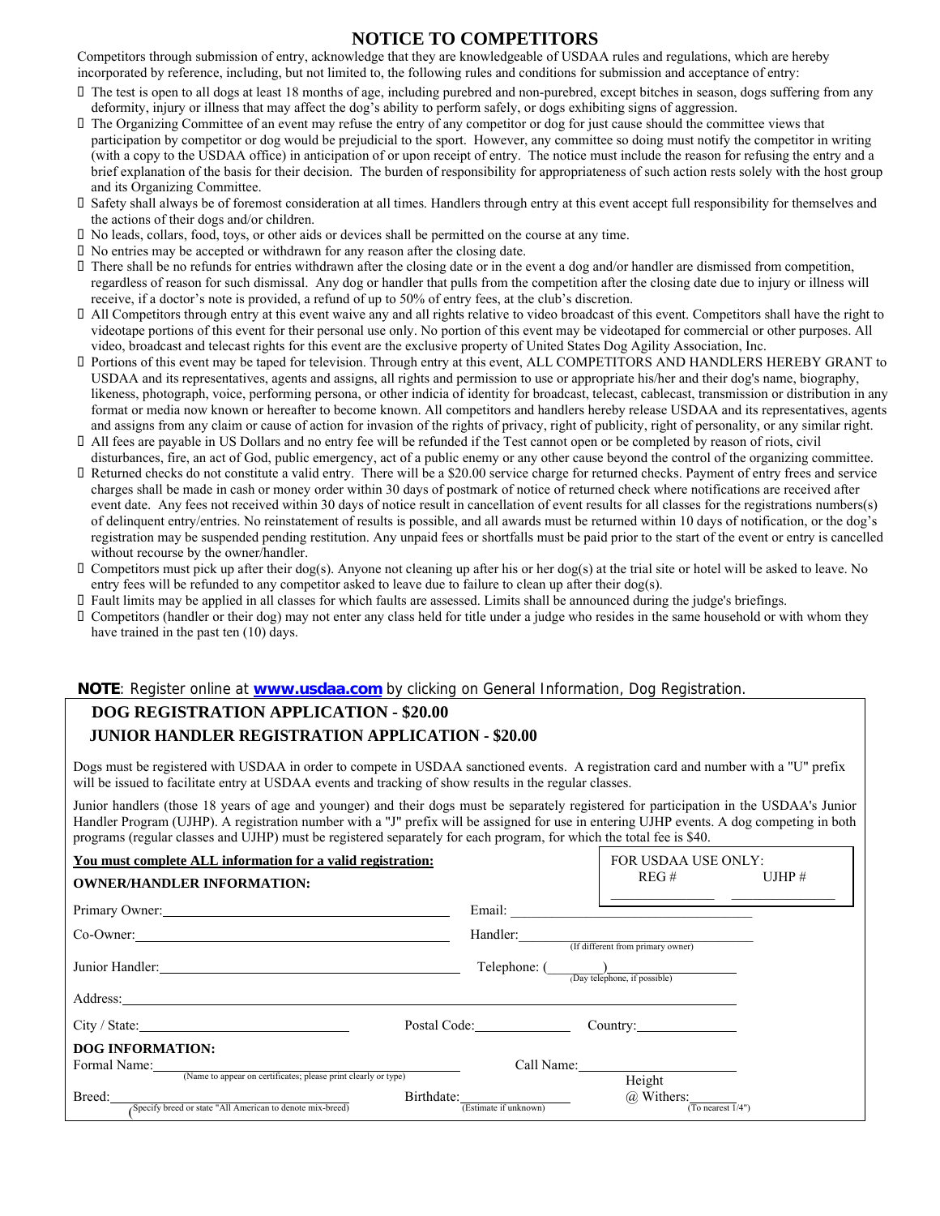# NOTICE TO COMPETITORS

Competitors through submission of entry, acknowledge that they are knowledgeable of USDAA rules and regulations, which are hereby incorporated by reference, including, but not limited to, the following rules and conditions for submission and acceptance of entry:

- The test is open to all dogs at least 18 months of age, including purebred and non-purebred, except bitches in season, dogs suffering from any deformity, injury or illness that may affect the dog's ability to perform safely, or dogs exhibiting signs of aggression.
- The Organizing Committee of an event may refuse the entry of any competitor or dog for just cause should the committee views that participation by competitor or dog would be prejudicial to the sport. However, any committee so doing must notify the competitor in writing (with a copy to the USDAA office) in anticipation of or upon receipt of entry. The notice must include the reason for refusing the entry and a brief explanation of the basis for their decision. The burden of responsibility for appropriateness of such action rests solely with the host group and its Organizing Committee.
- Safety shall always be of foremost consideration at all times. Handlers through entry at this event accept full responsibility for themselves and the actions of their dogs and/or children.
- No leads, collars, food, toys, or other aids or devices shall be permitted on the course at any time.
- No entries may be accepted or withdrawn for any reason after the closing date.
- There shall be no refunds for entries withdrawn after the closing date or in the event a dog and/or handler are dismissed from competition, regardless of reason for such dismissal. Any dog or handler that pulls from the competition after the closing date due to injury or illness will receive, if a doctor's note is provided, a refund of up to 50% of entry fees, at the club's discretion.
- All Competitors through entry at this event waive any and all rights relative to video broadcast of this event. Competitors shall have the right to videotape portions of this event for their personal use only. No portion of this event may be videotaped for commercial or other purposes. All video, broadcast and telecast rights for this event are the exclusive property of United States Dog Agility Association, Inc.
- Portions of this event may be taped for television. Through entry at this event, ALL COMPETITORS AND HANDLERS HEREBY GRANT to USDAA and its representatives, agents and assigns, all rights and permission to use or appropriate his/her and their dog's name, biography, likeness, photograph, voice, performing persona, or other indicia of identity for broadcast, telecast, cablecast, transmission or distribution in any format or media now known or hereafter to become known. All competitors and handlers hereby release USDAA and its representatives, agents and assigns from any claim or cause of action for invasion of the rights of privacy, right of publicity, right of personality, or any similar right.
- All fees are payable in US Dollars and no entry fee will be refunded if the Test cannot open or be completed by reason of riots, civil disturbances, fire, an act of God, public emergency, act of a public enemy or any other cause beyond the control of the organizing committee.
- Returned checks do not constitute a valid entry. There will be a $20.00 service charge for returned checks. Payment of entry frees and service charges shall be made in cash or money order within 30 days of postmark of notice of returned check where notifications are received after event date. Any fees not received within 30 days of notice result in cancellation of event results for all classes for the registrations numbers(s) of delinquent entry/entries. No reinstatement of results is possible, and all awards must be returned within 10 days of notification, or the dog's registration may be suspended pending restitution. Any unpaid fees or shortfalls must be paid prior to the start of the event or entry is cancelled without recourse by the owner/handler.
- Competitors must pick up after their dog(s). Anyone not cleaning up after his or her dog(s) at the trial site or hotel will be asked to leave. No entry fees will be refunded to any competitor asked to leave due to failure to clean up after their dog(s).
- Fault limits may be applied in all classes for which faults are assessed. Limits shall be announced during the judge's briefings.
- Competitors (handler or their dog) may not enter any class held for title under a judge who resides in the same household or with whom they have trained in the past ten (10) days.

**NOTE**: Register online at **www.usdaa.com** by clicking on General Information, Dog Registration.

## DOG REGISTRATION APPLICATION - $20.00

## JUNIOR HANDLER REGISTRATION APPLICATION - $20.00

Dogs must be registered with USDAA in order to compete in USDAA sanctioned events. A registration card and number with a "U" prefix will be issued to facilitate entry at USDAA events and tracking of show results in the regular classes.

Junior handlers (those 18 years of age and younger) and their dogs must be separately registered for participation in the USDAA's Junior Handler Program (UJHP). A registration number with a "J" prefix will be assigned for use in entering UJHP events. A dog competing in both programs (regular classes and UJHP) must be registered separately for each program, for which the total fee is $40.

**You must complete ALL information for a valid registration:**

FOR USDAA USE ONLY:
REG # ________ UJHP # ________

**OWNER/HANDLER INFORMATION:**

Primary Owner: ______________________ Email: ______________________

Co-Owner: ______________________ Handler: ______________________ (If different from primary owner)

Junior Handler: ______________________ Telephone: (____)__________ (Day telephone, if possible)

Address: ______________________

City / State: ______________ Postal Code: ______________ Country: ______________

**DOG INFORMATION:**

Formal Name: ______________________ (Name to appear on certificates; please print clearly or type) Call Name: ______________

Breed: ______________ (Specify breed or state "All American to denote mix-breed) Birthdate: ______________ (Estimate if unknown) Height @ Withers: ______ (To nearest 1/4")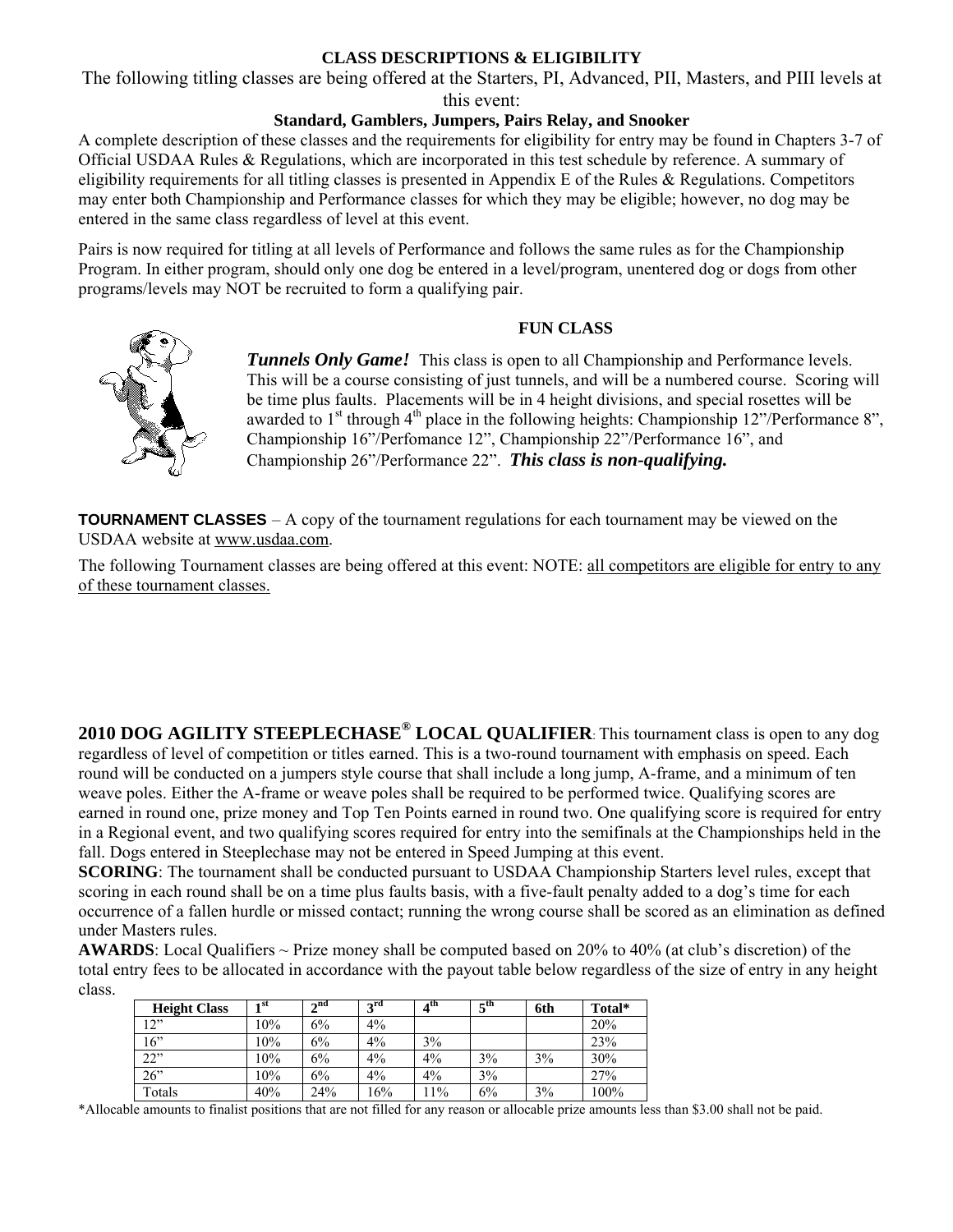## CLASS DESCRIPTIONS & ELIGIBILITY

The following titling classes are being offered at the Starters, PI, Advanced, PII, Masters, and PIII levels at this event:

**Standard, Gamblers, Jumpers, Pairs Relay, and Snooker**

A complete description of these classes and the requirements for eligibility for entry may be found in Chapters 3-7 of Official USDAA Rules & Regulations, which are incorporated in this test schedule by reference. A summary of eligibility requirements for all titling classes is presented in Appendix E of the Rules & Regulations. Competitors may enter both Championship and Performance classes for which they may be eligible; however, no dog may be entered in the same class regardless of level at this event.

Pairs is now required for titling at all levels of Performance and follows the same rules as for the Championship Program. In either program, should only one dog be entered in a level/program, unentered dog or dogs from other programs/levels may NOT be recruited to form a qualifying pair.

### FUN CLASS

***Tunnels Only Game!*** This class is open to all Championship and Performance levels. This will be a course consisting of just tunnels, and will be a numbered course. Scoring will be time plus faults. Placements will be in 4 height divisions, and special rosettes will be awarded to 1st through 4th place in the following heights: Championship 12"/Performance 8", Championship 16"/Perfomance 12", Championship 22"/Performance 16", and Championship 26"/Performance 22". ***This class is non-qualifying.***

**TOURNAMENT CLASSES** – A copy of the tournament regulations for each tournament may be viewed on the USDAA website at www.usdaa.com.

The following Tournament classes are being offered at this event: NOTE: all competitors are eligible for entry to any of these tournament classes.

**2010 DOG AGILITY STEEPLECHASE® LOCAL QUALIFIER**: This tournament class is open to any dog regardless of level of competition or titles earned. This is a two-round tournament with emphasis on speed. Each round will be conducted on a jumpers style course that shall include a long jump, A-frame, and a minimum of ten weave poles. Either the A-frame or weave poles shall be required to be performed twice. Qualifying scores are earned in round one, prize money and Top Ten Points earned in round two. One qualifying score is required for entry in a Regional event, and two qualifying scores required for entry into the semifinals at the Championships held in the fall. Dogs entered in Steeplechase may not be entered in Speed Jumping at this event.

**SCORING**: The tournament shall be conducted pursuant to USDAA Championship Starters level rules, except that scoring in each round shall be on a time plus faults basis, with a five-fault penalty added to a dog's time for each occurrence of a fallen hurdle or missed contact; running the wrong course shall be scored as an elimination as defined under Masters rules.

**AWARDS**: Local Qualifiers ~ Prize money shall be computed based on 20% to 40% (at club's discretion) of the total entry fees to be allocated in accordance with the payout table below regardless of the size of entry in any height class.

| Height Class | 1st | 2nd | 3rd | 4th | 5th | 6th | Total* |
|---|---|---|---|---|---|---|---|
| 12" | 10% | 6% | 4% | | | | 20% |
| 16" | 10% | 6% | 4% | 3% | | | 23% |
| 22" | 10% | 6% | 4% | 4% | 3% | 3% | 30% |
| 26" | 10% | 6% | 4% | 4% | 3% | | 27% |
| Totals | 40% | 24% | 16% | 11% | 6% | 3% | 100% |

*Allocable amounts to finalist positions that are not filled for any reason or allocable prize amounts less than $3.00 shall not be paid.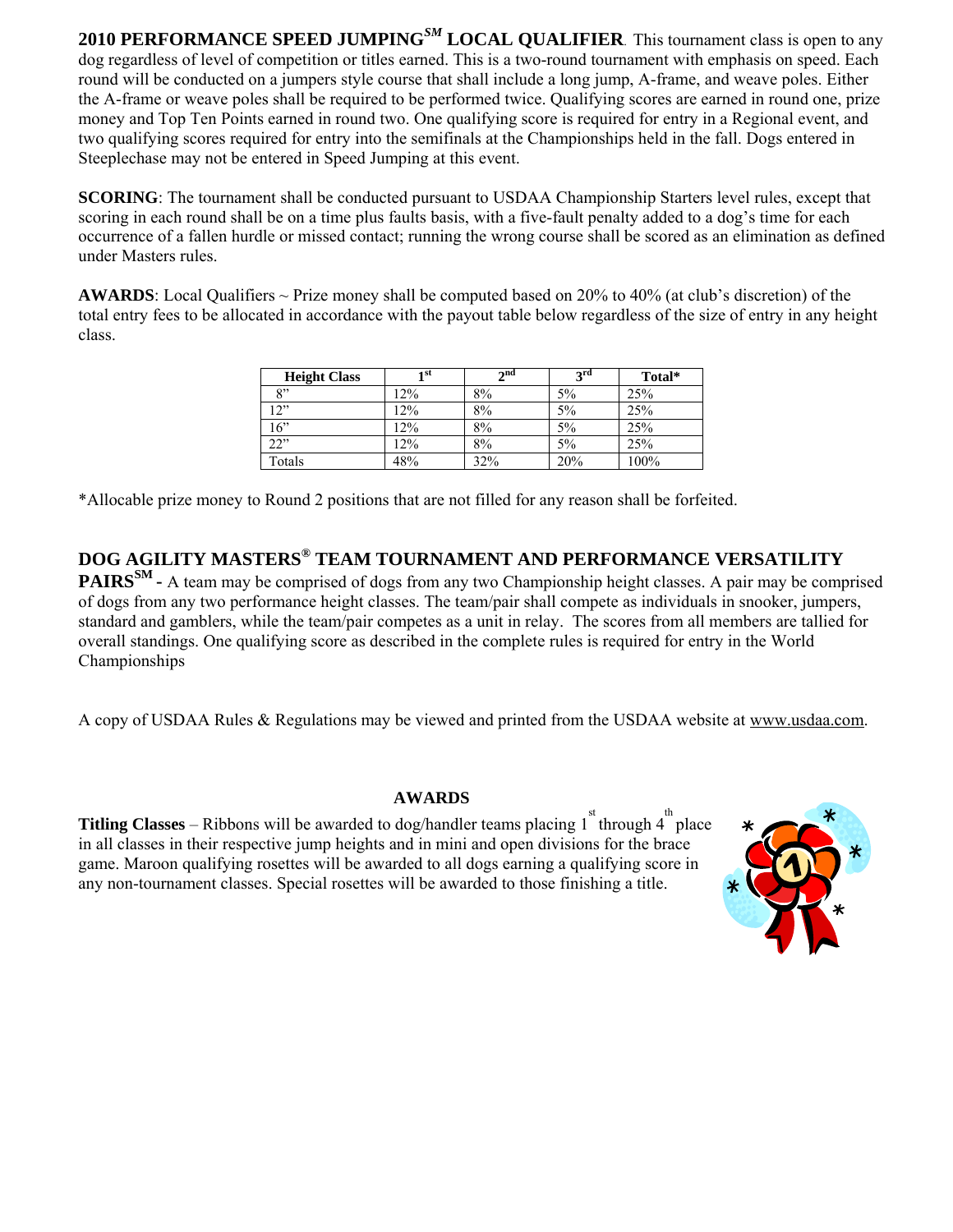**2010 PERFORMANCE SPEED JUMPING**[SM] **LOCAL QUALIFIER**. This tournament class is open to any dog regardless of level of competition or titles earned. This is a two-round tournament with emphasis on speed. Each round will be conducted on a jumpers style course that shall include a long jump, A-frame, and weave poles. Either the A-frame or weave poles shall be required to be performed twice. Qualifying scores are earned in round one, prize money and Top Ten Points earned in round two. One qualifying score is required for entry in a Regional event, and two qualifying scores required for entry into the semifinals at the Championships held in the fall. Dogs entered in Steeplechase may not be entered in Speed Jumping at this event.

**SCORING**: The tournament shall be conducted pursuant to USDAA Championship Starters level rules, except that scoring in each round shall be on a time plus faults basis, with a five-fault penalty added to a dog's time for each occurrence of a fallen hurdle or missed contact; running the wrong course shall be scored as an elimination as defined under Masters rules.

**AWARDS**: Local Qualifiers ~ Prize money shall be computed based on 20% to 40% (at club's discretion) of the total entry fees to be allocated in accordance with the payout table below regardless of the size of entry in any height class.

| Height Class | 1st | 2nd | 3rd | Total* |
|---|---|---|---|---|
| 8" | 12% | 8% | 5% | 25% |
| 12" | 12% | 8% | 5% | 25% |
| 16" | 12% | 8% | 5% | 25% |
| 22" | 12% | 8% | 5% | 25% |
| Totals | 48% | 32% | 20% | 100% |

*Allocable prize money to Round 2 positions that are not filled for any reason shall be forfeited.

## DOG AGILITY MASTERS® TEAM TOURNAMENT AND PERFORMANCE VERSATILITY PAIRS[SM]

**-** A team may be comprised of dogs from any two Championship height classes. A pair may be comprised of dogs from any two performance height classes. The team/pair shall compete as individuals in snooker, jumpers, standard and gamblers, while the team/pair competes as a unit in relay. The scores from all members are tallied for overall standings. One qualifying score as described in the complete rules is required for entry in the World Championships

A copy of USDAA Rules & Regulations may be viewed and printed from the USDAA website at www.usdaa.com.

## AWARDS

**Titling Classes** – Ribbons will be awarded to dog/handler teams placing 1st through 4th place in all classes in their respective jump heights and in mini and open divisions for the brace game. Maroon qualifying rosettes will be awarded to all dogs earning a qualifying score in any non-tournament classes. Special rosettes will be awarded to those finishing a title.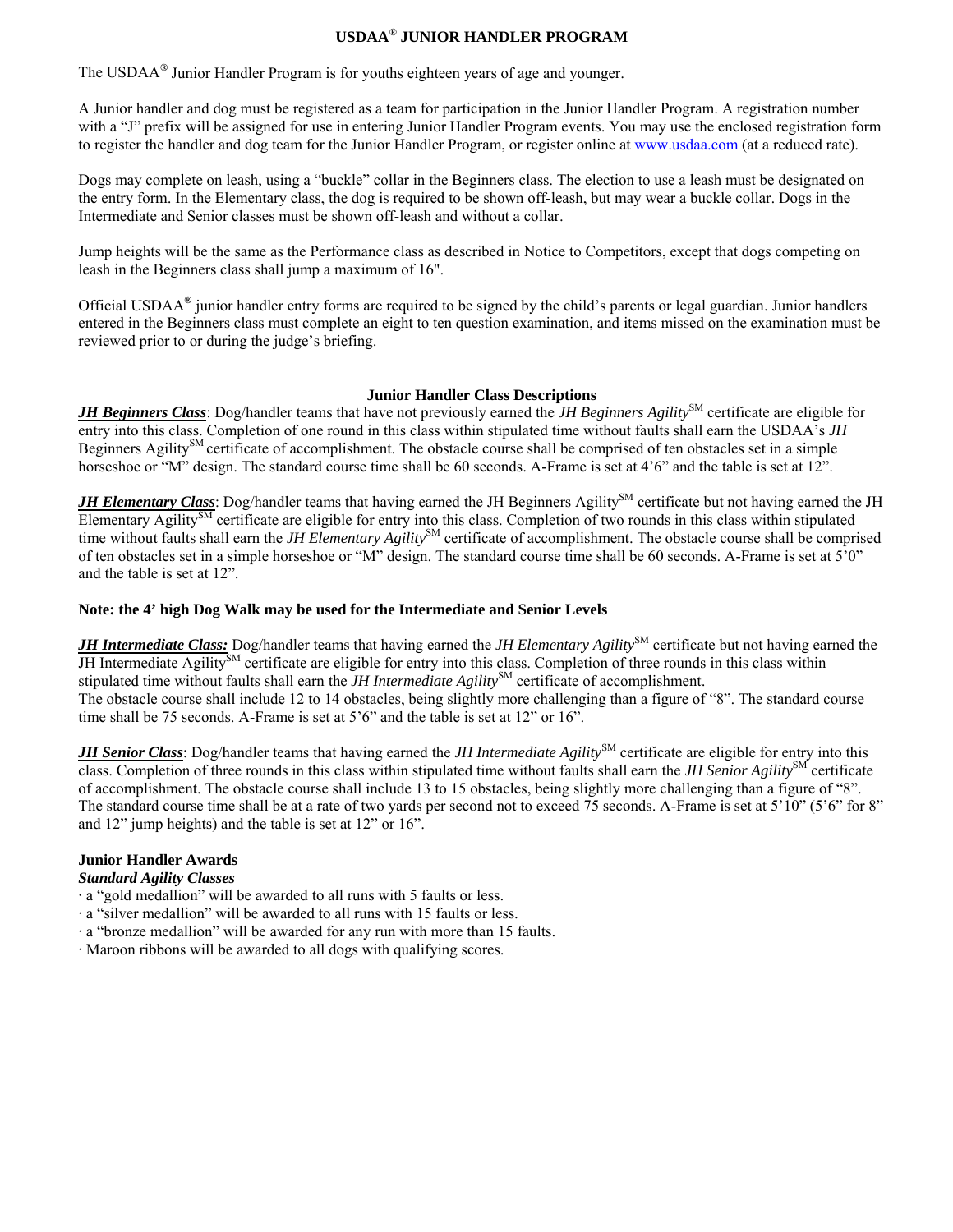# USDAA® JUNIOR HANDLER PROGRAM

The USDAA® Junior Handler Program is for youths eighteen years of age and younger.

A Junior handler and dog must be registered as a team for participation in the Junior Handler Program. A registration number with a "J" prefix will be assigned for use in entering Junior Handler Program events. You may use the enclosed registration form to register the handler and dog team for the Junior Handler Program, or register online at www.usdaa.com (at a reduced rate).

Dogs may complete on leash, using a "buckle" collar in the Beginners class. The election to use a leash must be designated on the entry form. In the Elementary class, the dog is required to be shown off-leash, but may wear a buckle collar. Dogs in the Intermediate and Senior classes must be shown off-leash and without a collar.

Jump heights will be the same as the Performance class as described in Notice to Competitors, except that dogs competing on leash in the Beginners class shall jump a maximum of 16".

Official USDAA® junior handler entry forms are required to be signed by the child's parents or legal guardian. Junior handlers entered in the Beginners class must complete an eight to ten question examination, and items missed on the examination must be reviewed prior to or during the judge's briefing.

## Junior Handler Class Descriptions

***JH Beginners Class***: Dog/handler teams that have not previously earned the *JH Beginners Agility*SM certificate are eligible for entry into this class. Completion of one round in this class within stipulated time without faults shall earn the USDAA's *JH* Beginners AgilitySM certificate of accomplishment. The obstacle course shall be comprised of ten obstacles set in a simple horseshoe or "M" design. The standard course time shall be 60 seconds. A-Frame is set at 4'6" and the table is set at 12".

***JH Elementary Class***: Dog/handler teams that having earned the JH Beginners AgilitySM certificate but not having earned the JH Elementary AgilitySM certificate are eligible for entry into this class. Completion of two rounds in this class within stipulated time without faults shall earn the *JH Elementary Agility*SM certificate of accomplishment. The obstacle course shall be comprised of ten obstacles set in a simple horseshoe or "M" design. The standard course time shall be 60 seconds. A-Frame is set at 5'0" and the table is set at 12".

**Note: the 4' high Dog Walk may be used for the Intermediate and Senior Levels**

***JH Intermediate Class:*** Dog/handler teams that having earned the *JH Elementary Agility*SM certificate but not having earned the JH Intermediate AgilitySM certificate are eligible for entry into this class. Completion of three rounds in this class within stipulated time without faults shall earn the *JH Intermediate Agility*SM certificate of accomplishment.
The obstacle course shall include 12 to 14 obstacles, being slightly more challenging than a figure of "8". The standard course time shall be 75 seconds. A-Frame is set at 5'6" and the table is set at 12" or 16".

***JH Senior Class***: Dog/handler teams that having earned the *JH Intermediate Agility*SM certificate are eligible for entry into this class. Completion of three rounds in this class within stipulated time without faults shall earn the *JH Senior Agility*SM certificate of accomplishment. The obstacle course shall include 13 to 15 obstacles, being slightly more challenging than a figure of "8". The standard course time shall be at a rate of two yards per second not to exceed 75 seconds. A-Frame is set at 5'10" (5'6" for 8" and 12" jump heights) and the table is set at 12" or 16".

**Junior Handler Awards**
***Standard Agility Classes***

· a "gold medallion" will be awarded to all runs with 5 faults or less.
· a "silver medallion" will be awarded to all runs with 15 faults or less.
· a "bronze medallion" will be awarded for any run with more than 15 faults.
· Maroon ribbons will be awarded to all dogs with qualifying scores.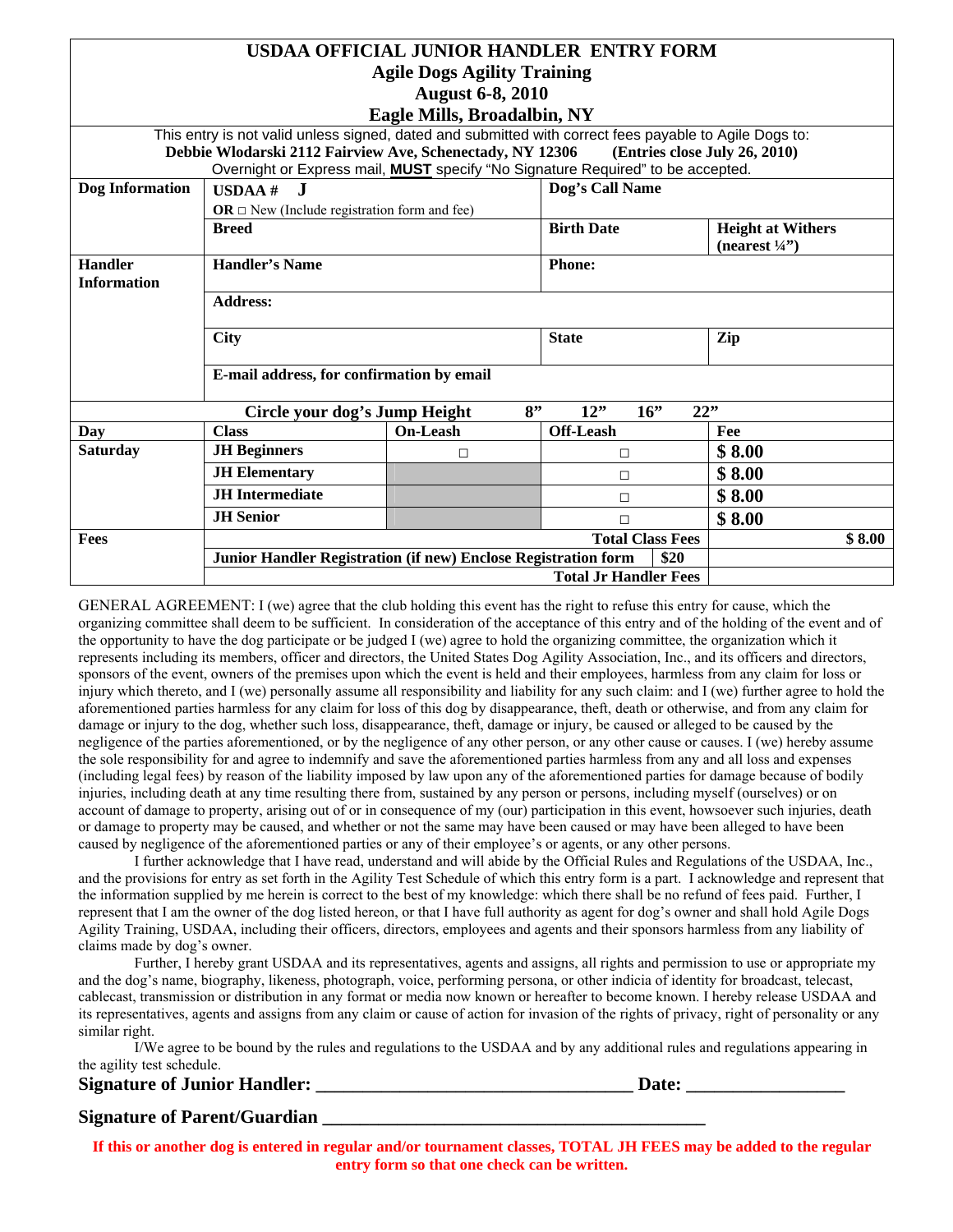# USDAA OFFICIAL JUNIOR HANDLER ENTRY FORM

## Agile Dogs Agility Training

## August 6-8, 2010

## Eagle Mills, Broadalbin, NY

This entry is not valid unless signed, dated and submitted with correct fees payable to Agile Dogs to:

**Debbie Wlodarski 2112 Fairview Ave, Schenectady, NY 12306 (Entries close July 26, 2010)**

Overnight or Express mail, **MUST** specify "No Signature Required" to be accepted.

| | | | | |
|---|---|---|---|---|
| **Dog Information** | **USDAA # J** **OR** □ New (Include registration form and fee) | | **Dog's Call Name** | |
| | **Breed** | | **Birth Date** | **Height at Withers (nearest ¼")** |
| **Handler Information** | **Handler's Name** | | **Phone:** | |
| | **Address:** | | | |
| | **City** | | **State** | **Zip** |
| | **E-mail address, for confirmation by email** | | | |
| **Circle your dog's Jump Height** | | **8"** | **12" 16"** | **22"** |
| **Day** | **Class** | **On-Leash** | **Off-Leash** | **Fee** |
| **Saturday** | **JH Beginners** | □ | □ | **$ 8.00** |
| | **JH Elementary** | | □ | **$ 8.00** |
| | **JH Intermediate** | | □ | **$ 8.00** |
| | **JH Senior** | | □ | **$ 8.00** |
| **Fees** | | | **Total Class Fees** | **$ 8.00** |
| | **Junior Handler Registration (if new) Enclose Registration form** | | **$20** | |
| | | | **Total Jr Handler Fees** | |

GENERAL AGREEMENT: I (we) agree that the club holding this event has the right to refuse this entry for cause, which the organizing committee shall deem to be sufficient. In consideration of the acceptance of this entry and of the holding of the event and of the opportunity to have the dog participate or be judged I (we) agree to hold the organizing committee, the organization which it represents including its members, officer and directors, the United States Dog Agility Association, Inc., and its officers and directors, sponsors of the event, owners of the premises upon which the event is held and their employees, harmless from any claim for loss or injury which thereto, and I (we) personally assume all responsibility and liability for any such claim: and I (we) further agree to hold the aforementioned parties harmless for any claim for loss of this dog by disappearance, theft, death or otherwise, and from any claim for damage or injury to the dog, whether such loss, disappearance, theft, damage or injury, be caused or alleged to be caused by the negligence of the parties aforementioned, or by the negligence of any other person, or any other cause or causes. I (we) hereby assume the sole responsibility for and agree to indemnify and save the aforementioned parties harmless from any and all loss and expenses (including legal fees) by reason of the liability imposed by law upon any of the aforementioned parties for damage because of bodily injuries, including death at any time resulting there from, sustained by any person or persons, including myself (ourselves) or on account of damage to property, arising out of or in consequence of my (our) participation in this event, howsoever such injuries, death or damage to property may be caused, and whether or not the same may have been caused or may have been alleged to have been caused by negligence of the aforementioned parties or any of their employee's or agents, or any other persons.

I further acknowledge that I have read, understand and will abide by the Official Rules and Regulations of the USDAA, Inc., and the provisions for entry as set forth in the Agility Test Schedule of which this entry form is a part. I acknowledge and represent that the information supplied by me herein is correct to the best of my knowledge: which there shall be no refund of fees paid. Further, I represent that I am the owner of the dog listed hereon, or that I have full authority as agent for dog's owner and shall hold Agile Dogs Agility Training, USDAA, including their officers, directors, employees and agents and their sponsors harmless from any liability of claims made by dog's owner.

Further, I hereby grant USDAA and its representatives, agents and assigns, all rights and permission to use or appropriate my and the dog's name, biography, likeness, photograph, voice, performing persona, or other indicia of identity for broadcast, telecast, cablecast, transmission or distribution in any format or media now known or hereafter to become known. I hereby release USDAA and its representatives, agents and assigns from any claim or cause of action for invasion of the rights of privacy, right of personality or any similar right.

I/We agree to be bound by the rules and regulations to the USDAA and by any additional rules and regulations appearing in the agility test schedule.

**Signature of Junior Handler: _________________________________ Date: ________________**

**Signature of Parent/Guardian _________________________________________**

**If this or another dog is entered in regular and/or tournament classes, TOTAL JH FEES may be added to the regular entry form so that one check can be written.**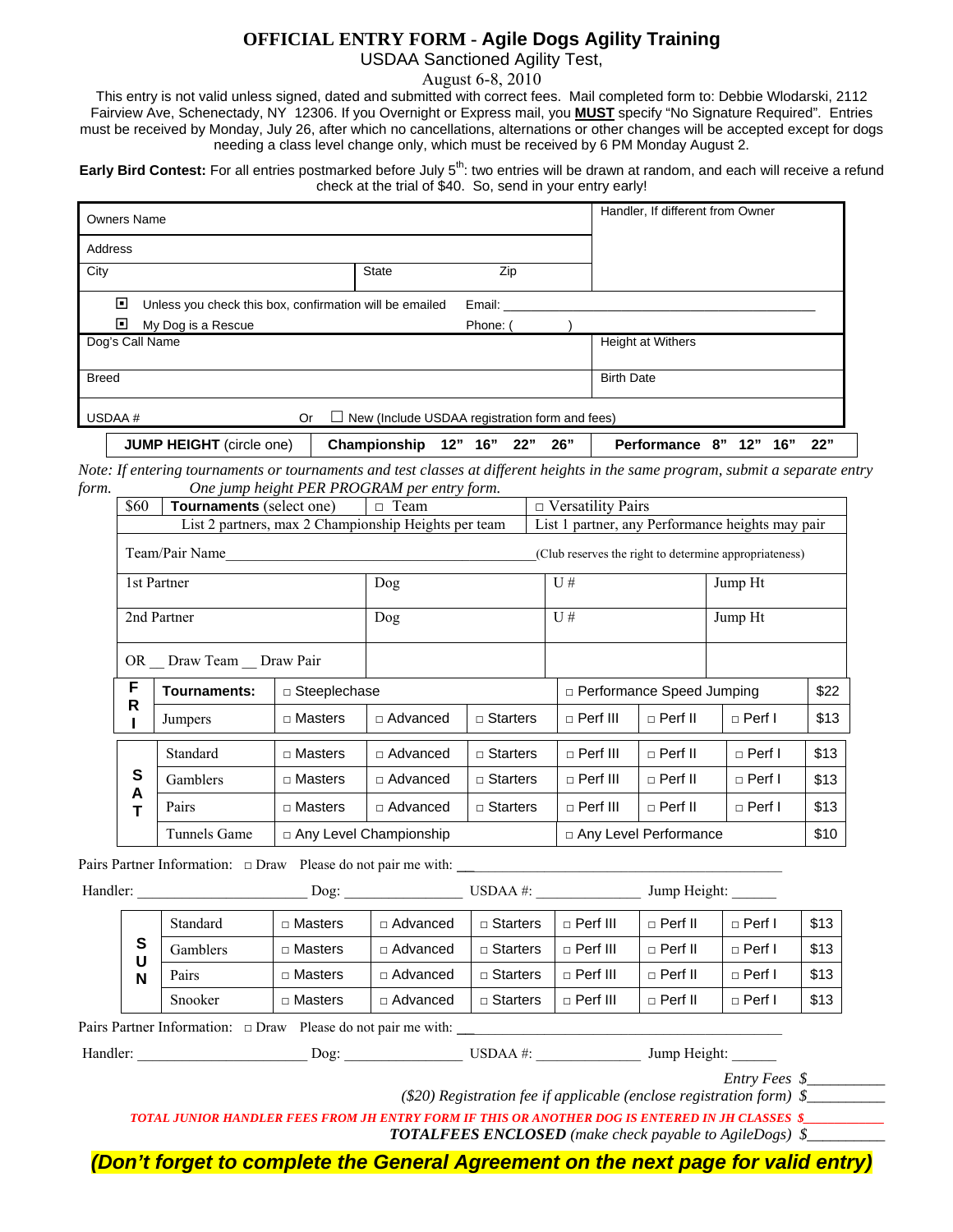# OFFICIAL ENTRY FORM - Agile Dogs Agility Training

USDAA Sanctioned Agility Test,

August 6-8, 2010

This entry is not valid unless signed, dated and submitted with correct fees. Mail completed form to: Debbie Wlodarski, 2112 Fairview Ave, Schenectady, NY 12306. If you Overnight or Express mail, you **MUST** specify "No Signature Required". Entries must be received by Monday, July 26, after which no cancellations, alternations or other changes will be accepted except for dogs needing a class level change only, which must be received by 6 PM Monday August 2.

**Early Bird Contest:** For all entries postmarked before July 5th: two entries will be drawn at random, and each will receive a refund check at the trial of $40. So, send in your entry early!

| Owners Name | | | Handler, If different from Owner |
|---|---|---|---|
| Address | | | |
| City | State | Zip | |
| ☐ Unless you check this box, confirmation will be emailed | | Email: | |
| ☐ My Dog is a Rescue | | Phone: ( ) | |
| Dog's Call Name | | | Height at Withers |
| Breed | | | Birth Date |
| USDAA # | Or ☐ New (Include USDAA registration form and fees) | | |

| JUMP HEIGHT (circle one) | Championship 12" 16" 22" 26" | Performance 8" 12" 16" 22" |
|---|---|---|

*Note: If entering tournaments or tournaments and test classes at different heights in the same program, submit a separate entry form. One jump height PER PROGRAM per entry form.*

| $60 | Tournaments (select one) | □ Team | □ Versatility Pairs |
|---|---|---|---|
| | List 2 partners, max 2 Championship Heights per team | | List 1 partner, any Performance heights may pair |
| Team/Pair Name | | | (Club reserves the right to determine appropriateness) |
| 1st Partner | Dog | U # | Jump Ht |
| 2nd Partner | Dog | U # | Jump Ht |
| OR __ Draw Team __ Draw Pair | | | |

| | | | | | | | | |
|---|---|---|---|---|---|---|---|---|
| FRI | Tournaments: | □ Steeplechase | | | □ Performance Speed Jumping | | | $22 |
| | Jumpers | □ Masters | □ Advanced | □ Starters | □ Perf III | □ Perf II | □ Perf I | $13 |

| | | | | | | | | |
|---|---|---|---|---|---|---|---|---|
| SAT | Standard | □ Masters | □ Advanced | □ Starters | □ Perf III | □ Perf II | □ Perf I | $13 |
| | Gamblers | □ Masters | □ Advanced | □ Starters | □ Perf III | □ Perf II | □ Perf I | $13 |
| | Pairs | □ Masters | □ Advanced | □ Starters | □ Perf III | □ Perf II | □ Perf I | $13 |
| | Tunnels Game | □ Any Level Championship | | | □ Any Level Performance | | | $10 |

Pairs Partner Information: □ Draw Please do not pair me with: ____________________

Handler: ____________________ Dog: ______________ USDAA #: ____________ Jump Height: ______

| | | | | | | | | |
|---|---|---|---|---|---|---|---|---|
| SUN | Standard | □ Masters | □ Advanced | □ Starters | □ Perf III | □ Perf II | □ Perf I | $13 |
| | Gamblers | □ Masters | □ Advanced | □ Starters | □ Perf III | □ Perf II | □ Perf I | $13 |
| | Pairs | □ Masters | □ Advanced | □ Starters | □ Perf III | □ Perf II | □ Perf I | $13 |
| | Snooker | □ Masters | □ Advanced | □ Starters | □ Perf III | □ Perf II | □ Perf I | $13 |

Pairs Partner Information: □ Draw Please do not pair me with: ____________________

Handler: ____________________ Dog: ______________ USDAA #: ____________ Jump Height: ______

*Entry Fees* $__________

*($20) Registration fee if applicable (enclose registration form)* $__________

***TOTAL JUNIOR HANDLER FEES FROM JH ENTRY FORM IF THIS OR ANOTHER DOG IS ENTERED IN JH CLASSES*** $__________

***TOTALFEES ENCLOSED** (make check payable to AgileDogs)* $__________

***(Don't forget to complete the General Agreement on the next page for valid entry)***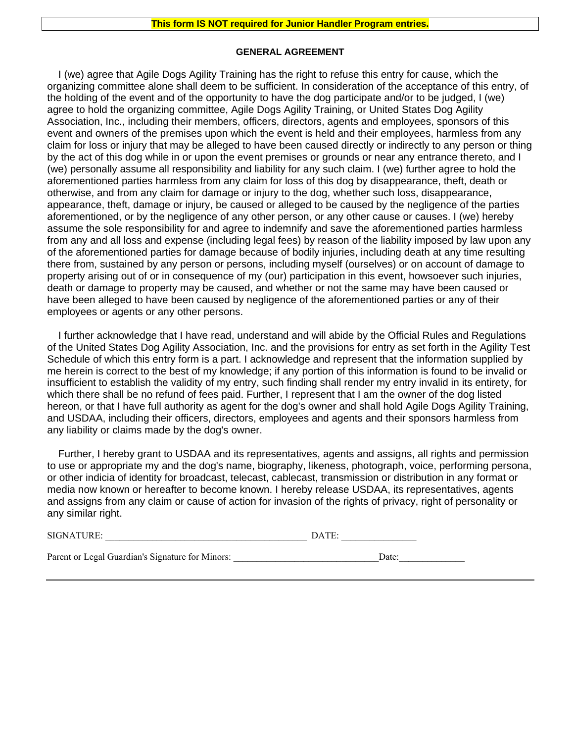**This form IS NOT required for Junior Handler Program entries.**

## GENERAL AGREEMENT

I (we) agree that Agile Dogs Agility Training has the right to refuse this entry for cause, which the organizing committee alone shall deem to be sufficient. In consideration of the acceptance of this entry, of the holding of the event and of the opportunity to have the dog participate and/or to be judged, I (we) agree to hold the organizing committee, Agile Dogs Agility Training, or United States Dog Agility Association, Inc., including their members, officers, directors, agents and employees, sponsors of this event and owners of the premises upon which the event is held and their employees, harmless from any claim for loss or injury that may be alleged to have been caused directly or indirectly to any person or thing by the act of this dog while in or upon the event premises or grounds or near any entrance thereto, and I (we) personally assume all responsibility and liability for any such claim. I (we) further agree to hold the aforementioned parties harmless from any claim for loss of this dog by disappearance, theft, death or otherwise, and from any claim for damage or injury to the dog, whether such loss, disappearance, appearance, theft, damage or injury, be caused or alleged to be caused by the negligence of the parties aforementioned, or by the negligence of any other person, or any other cause or causes. I (we) hereby assume the sole responsibility for and agree to indemnify and save the aforementioned parties harmless from any and all loss and expense (including legal fees) by reason of the liability imposed by law upon any of the aforementioned parties for damage because of bodily injuries, including death at any time resulting there from, sustained by any person or persons, including myself (ourselves) or on account of damage to property arising out of or in consequence of my (our) participation in this event, howsoever such injuries, death or damage to property may be caused, and whether or not the same may have been caused or have been alleged to have been caused by negligence of the aforementioned parties or any of their employees or agents or any other persons.

I further acknowledge that I have read, understand and will abide by the Official Rules and Regulations of the United States Dog Agility Association, Inc. and the provisions for entry as set forth in the Agility Test Schedule of which this entry form is a part. I acknowledge and represent that the information supplied by me herein is correct to the best of my knowledge; if any portion of this information is found to be invalid or insufficient to establish the validity of my entry, such finding shall render my entry invalid in its entirety, for which there shall be no refund of fees paid. Further, I represent that I am the owner of the dog listed hereon, or that I have full authority as agent for the dog's owner and shall hold Agile Dogs Agility Training, and USDAA, including their officers, directors, employees and agents and their sponsors harmless from any liability or claims made by the dog's owner.

Further, I hereby grant to USDAA and its representatives, agents and assigns, all rights and permission to use or appropriate my and the dog's name, biography, likeness, photograph, voice, performing persona, or other indicia of identity for broadcast, telecast, cablecast, transmission or distribution in any format or media now known or hereafter to become known. I hereby release USDAA, its representatives, agents and assigns from any claim or cause of action for invasion of the rights of privacy, right of personality or any similar right.

SIGNATURE: ________________________________________ DATE: _______________

Parent or Legal Guardian's Signature for Minors: _____________________________ Date: _____________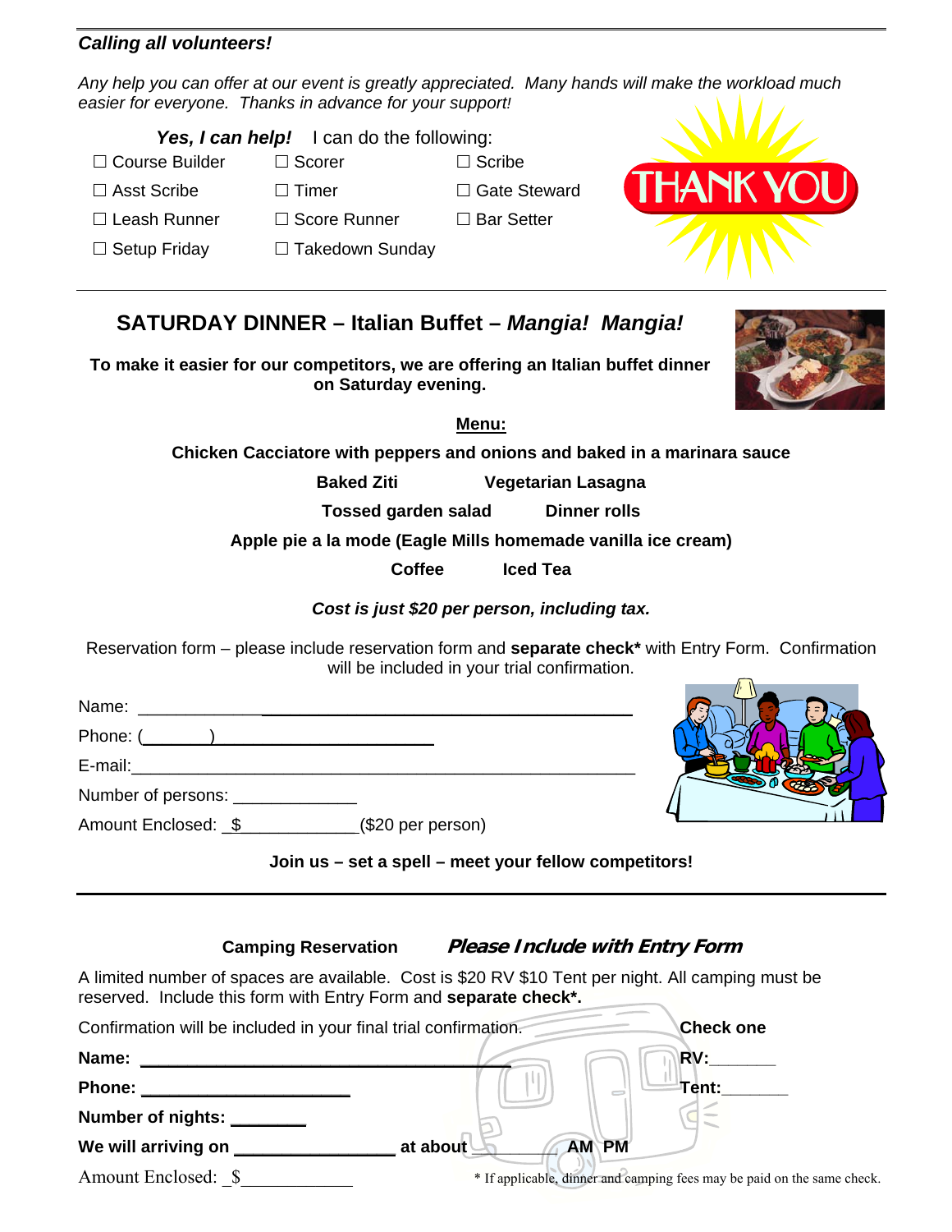***Calling all volunteers!***

*Any help you can offer at our event is greatly appreciated. Many hands will make the workload much easier for everyone. Thanks in advance for your support!*

***Yes, I can help!*** I can do the following:

☐ Course Builder ☐ Scorer ☐ Scribe

☐ Asst Scribe ☐ Timer ☐ Gate Steward

☐ Leash Runner ☐ Score Runner ☐ Bar Setter

☐ Setup Friday ☐ Takedown Sunday

THANK YOU

---

## SATURDAY DINNER – Italian Buffet – *Mangia! Mangia!*

**To make it easier for our competitors, we are offering an Italian buffet dinner on Saturday evening.**

**Menu:**

**Chicken Cacciatore with peppers and onions and baked in a marinara sauce**

**Baked Ziti** **Vegetarian Lasagna**

**Tossed garden salad** **Dinner rolls**

**Apple pie a la mode (Eagle Mills homemade vanilla ice cream)**

**Coffee** **Iced Tea**

***Cost is just $20 per person, including tax.***

Reservation form – please include reservation form and **separate check*** with Entry Form. Confirmation will be included in your trial confirmation.

Name: ____________________________________________

Phone: (______) ______________________

E-mail:______________________________________________

Number of persons: ____________

Amount Enclosed: _$____________($20 per person)

**Join us – set a spell – meet your fellow competitors!**

---

**Camping Reservation** ***Please Include with Entry Form***

A limited number of spaces are available. Cost is $20 RV $10 Tent per night. All camping must be reserved. Include this form with Entry Form and **separate check*.**

Confirmation will be included in your final trial confirmation.

**Check one**

**RV:**_______

**Tent:**_______

**Name:** ____________________________________

**Phone:** ______________________

**Number of nights:** ________

**We will arriving on** ________________ **at about** __________ **AM PM**

Amount Enclosed: _$___________

\* If applicable, dinner and camping fees may be paid on the same check.